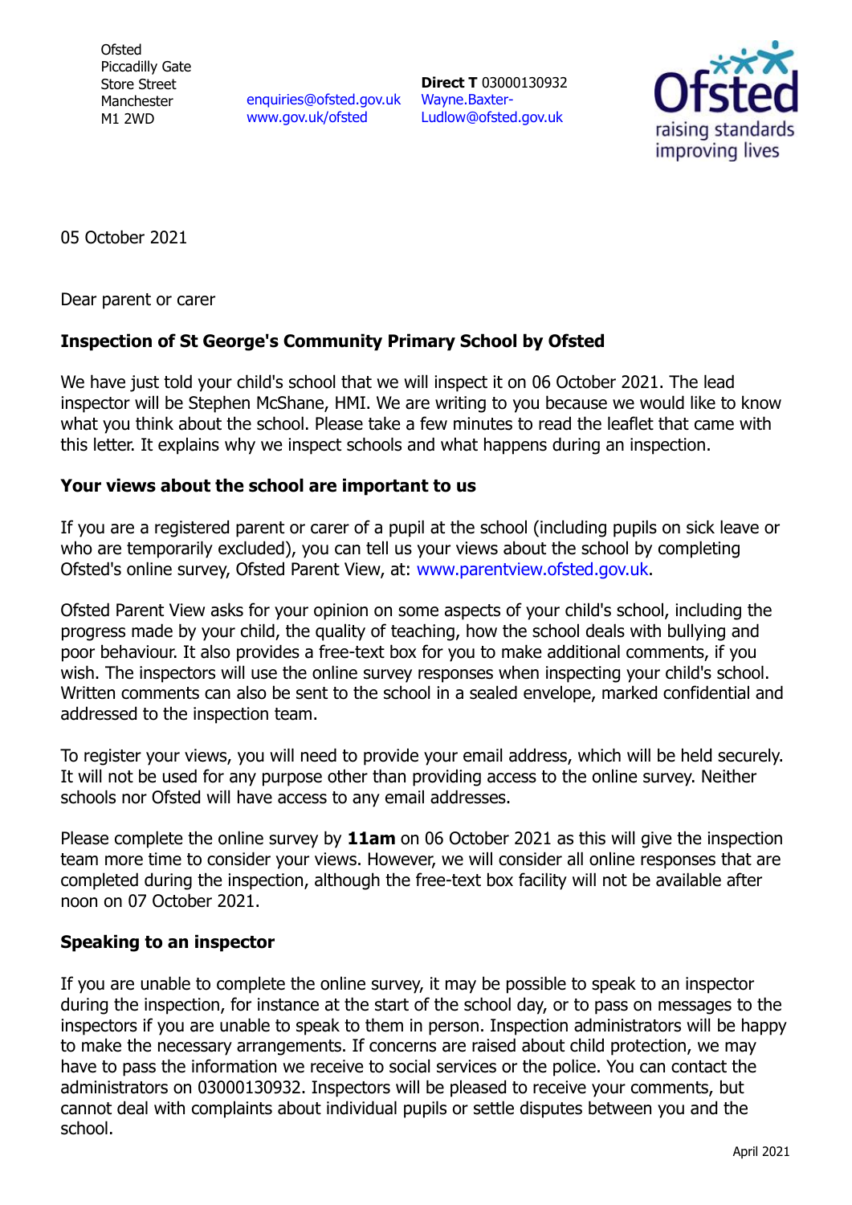Ofsted
Piccadilly Gate
Store Street
Manchester
M1 2WD

enquiries@ofsted.gov.uk
www.gov.uk/ofsted

**Direct T** 03000130932
Wayne.Baxter-Ludlow@ofsted.gov.uk

05 October 2021

Dear parent or carer

**Inspection of St George's Community Primary School by Ofsted**

We have just told your child's school that we will inspect it on 06 October 2021. The lead inspector will be Stephen McShane, HMI. We are writing to you because we would like to know what you think about the school. Please take a few minutes to read the leaflet that came with this letter. It explains why we inspect schools and what happens during an inspection.

**Your views about the school are important to us**

If you are a registered parent or carer of a pupil at the school (including pupils on sick leave or who are temporarily excluded), you can tell us your views about the school by completing Ofsted's online survey, Ofsted Parent View, at: www.parentview.ofsted.gov.uk.

Ofsted Parent View asks for your opinion on some aspects of your child's school, including the progress made by your child, the quality of teaching, how the school deals with bullying and poor behaviour. It also provides a free-text box for you to make additional comments, if you wish. The inspectors will use the online survey responses when inspecting your child's school. Written comments can also be sent to the school in a sealed envelope, marked confidential and addressed to the inspection team.

To register your views, you will need to provide your email address, which will be held securely. It will not be used for any purpose other than providing access to the online survey. Neither schools nor Ofsted will have access to any email addresses.

Please complete the online survey by **11am** on 06 October 2021 as this will give the inspection team more time to consider your views. However, we will consider all online responses that are completed during the inspection, although the free-text box facility will not be available after noon on 07 October 2021.

**Speaking to an inspector**

If you are unable to complete the online survey, it may be possible to speak to an inspector during the inspection, for instance at the start of the school day, or to pass on messages to the inspectors if you are unable to speak to them in person. Inspection administrators will be happy to make the necessary arrangements. If concerns are raised about child protection, we may have to pass the information we receive to social services or the police. You can contact the administrators on 03000130932. Inspectors will be pleased to receive your comments, but cannot deal with complaints about individual pupils or settle disputes between you and the school.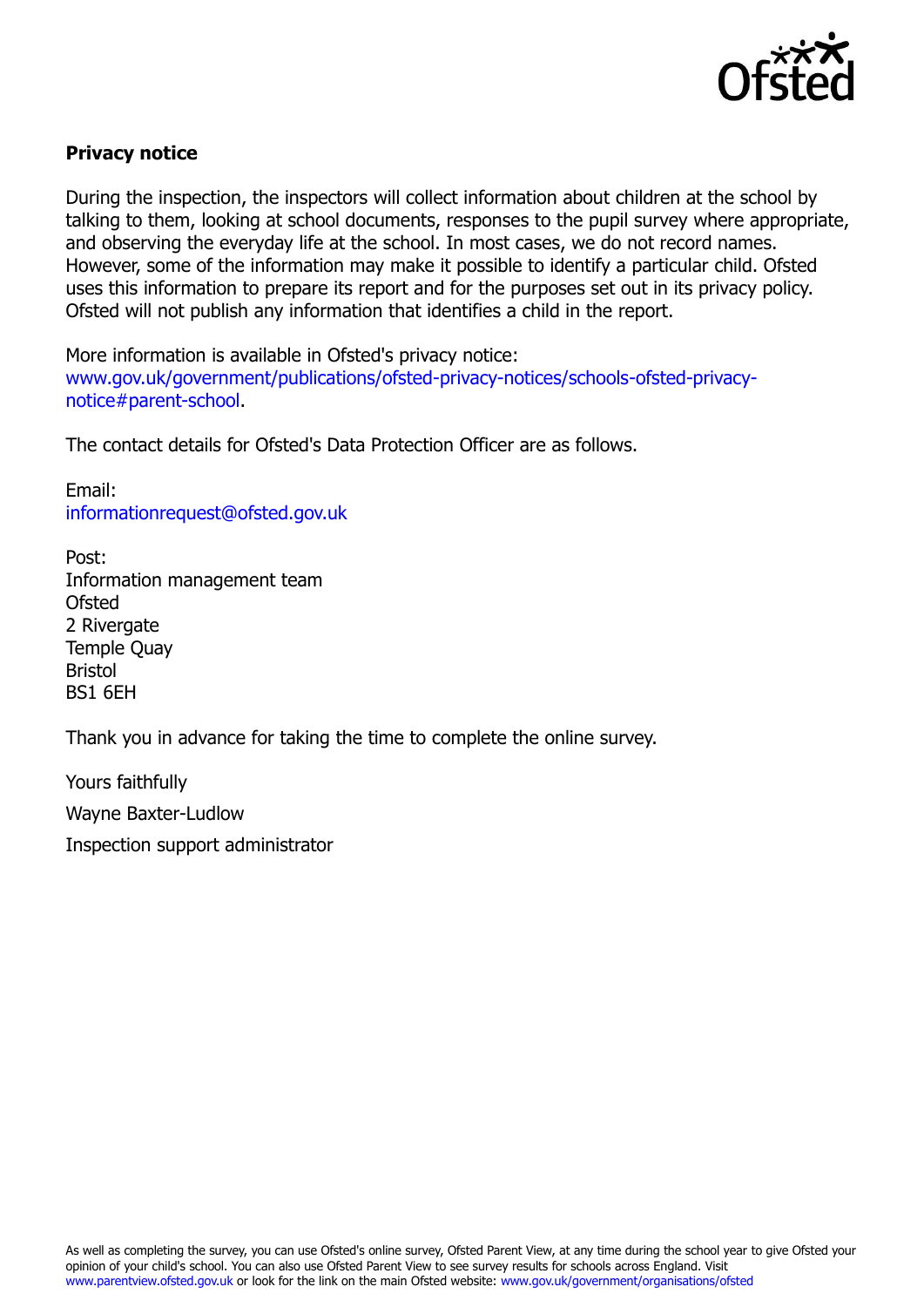**Privacy notice**

During the inspection, the inspectors will collect information about children at the school by talking to them, looking at school documents, responses to the pupil survey where appropriate, and observing the everyday life at the school. In most cases, we do not record names. However, some of the information may make it possible to identify a particular child. Ofsted uses this information to prepare its report and for the purposes set out in its privacy policy. Ofsted will not publish any information that identifies a child in the report.

More information is available in Ofsted's privacy notice:
www.gov.uk/government/publications/ofsted-privacy-notices/schools-ofsted-privacy-notice#parent-school.

The contact details for Ofsted's Data Protection Officer are as follows.

Email:
informationrequest@ofsted.gov.uk

Post:
Information management team
Ofsted
2 Rivergate
Temple Quay
Bristol
BS1 6EH

Thank you in advance for taking the time to complete the online survey.

Yours faithfully

Wayne Baxter-Ludlow

Inspection support administrator

As well as completing the survey, you can use Ofsted's online survey, Ofsted Parent View, at any time during the school year to give Ofsted your opinion of your child's school. You can also use Ofsted Parent View to see survey results for schools across England. Visit www.parentview.ofsted.gov.uk or look for the link on the main Ofsted website: www.gov.uk/government/organisations/ofsted